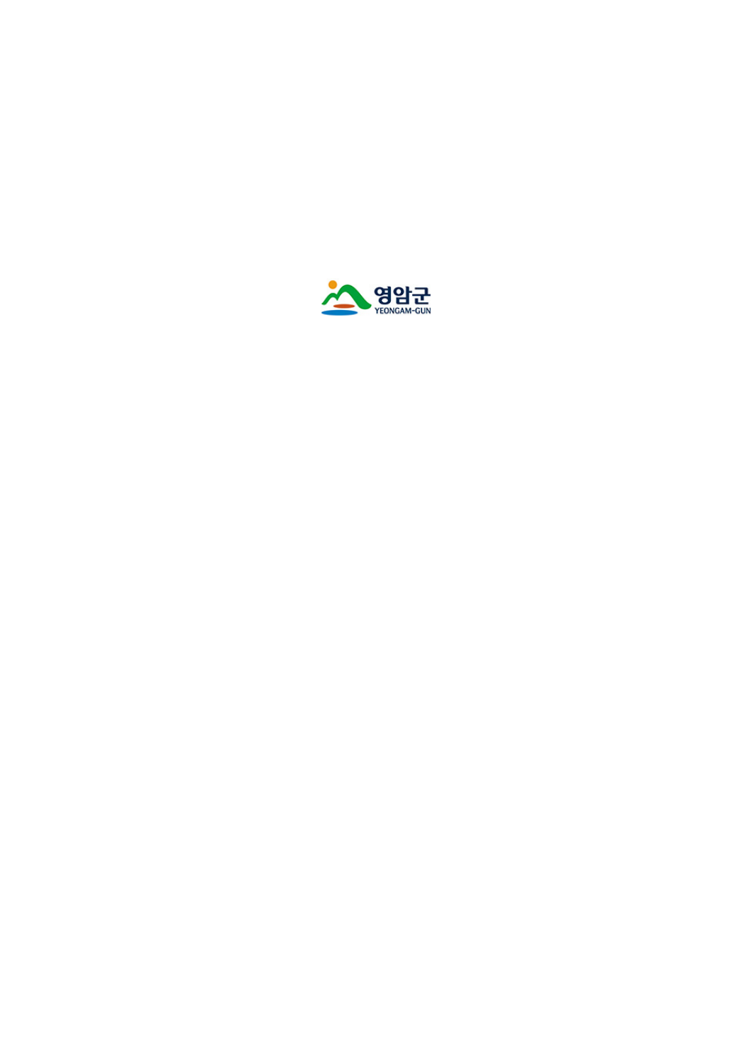영암군

YEONGAM-GUN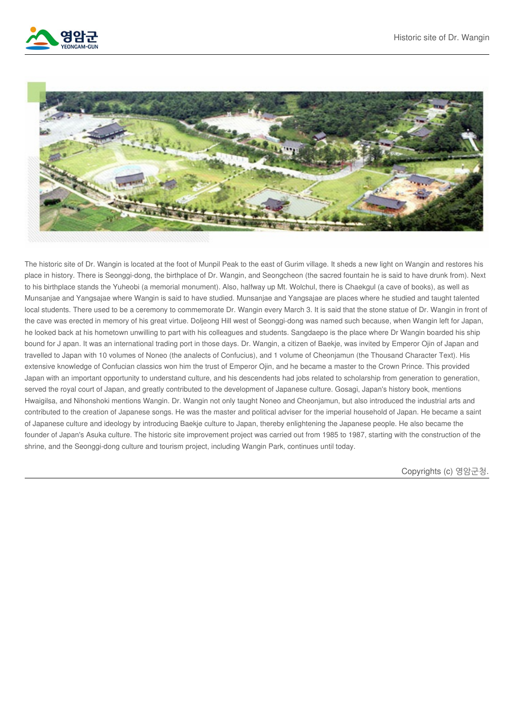The historic site of Dr. Wangin is located at the foot of Munpil Peak to the east of Gurim village. It sheds a new light on Wangin and restores his place in history. There is Seonggi-dong, the birthplace of Dr. Wangin, and Seongcheon (the sacred fountain he is said to have drunk from). Next to his birthplace stands the Yuheobi (a memorial monument). Also, halfway up Mt. Wolchul, there is Chaekgul (a cave of books), as well as Munsanjae and Yangsajae where Wangin is said to have studied. Munsanjae and Yangsajae are places where he studied and taught talented local students. There used to be a ceremony to commemorate Dr. Wangin every March 3. It is said that the stone statue of Dr. Wangin in front of the cave was erected in memory of his great virtue. Doljeong Hill west of Seonggi-dong was named such because, when Wangin left for Japan, he looked back at his hometown unwilling to part with his colleagues and students. Sangdaepo is the place where Dr Wangin boarded his ship bound for J apan. It was an international trading port in those days. Dr. Wangin, a citizen of Baekje, was invited by Emperor Ojin of Japan and travelled to Japan with 10 volumes of Noneo (the analects of Confucius), and 1 volume of Cheonjamun (the Thousand Character Text). His extensive knowledge of Confucian classics won him the trust of Emperor Ojin, and he became a master to the Crown Prince. This provided Japan with an important opportunity to understand culture, and his descendents had jobs related to scholarship from generation to generation, served the royal court of Japan, and greatly contributed to the development of Japanese culture. Gosagi, Japan's history book, mentions Hwaigilsa, and Nihonshoki mentions Wangin. Dr. Wangin not only taught Noneo and Cheonjamun, but also introduced the industrial arts and contributed to the creation of Japanese songs. He was the master and political adviser for the imperial household of Japan. He became a saint of Japanese culture and ideology by introducing Baekje culture to Japan, thereby enlightening the Japanese people. He also became the founder of Japan's Asuka culture. The historic site improvement project was carried out from 1985 to 1987, starting with the construction of the shrine, and the Seonggi-dong culture and tourism project, including Wangin Park, continues until today.

Copyrights (c) 영암군청.